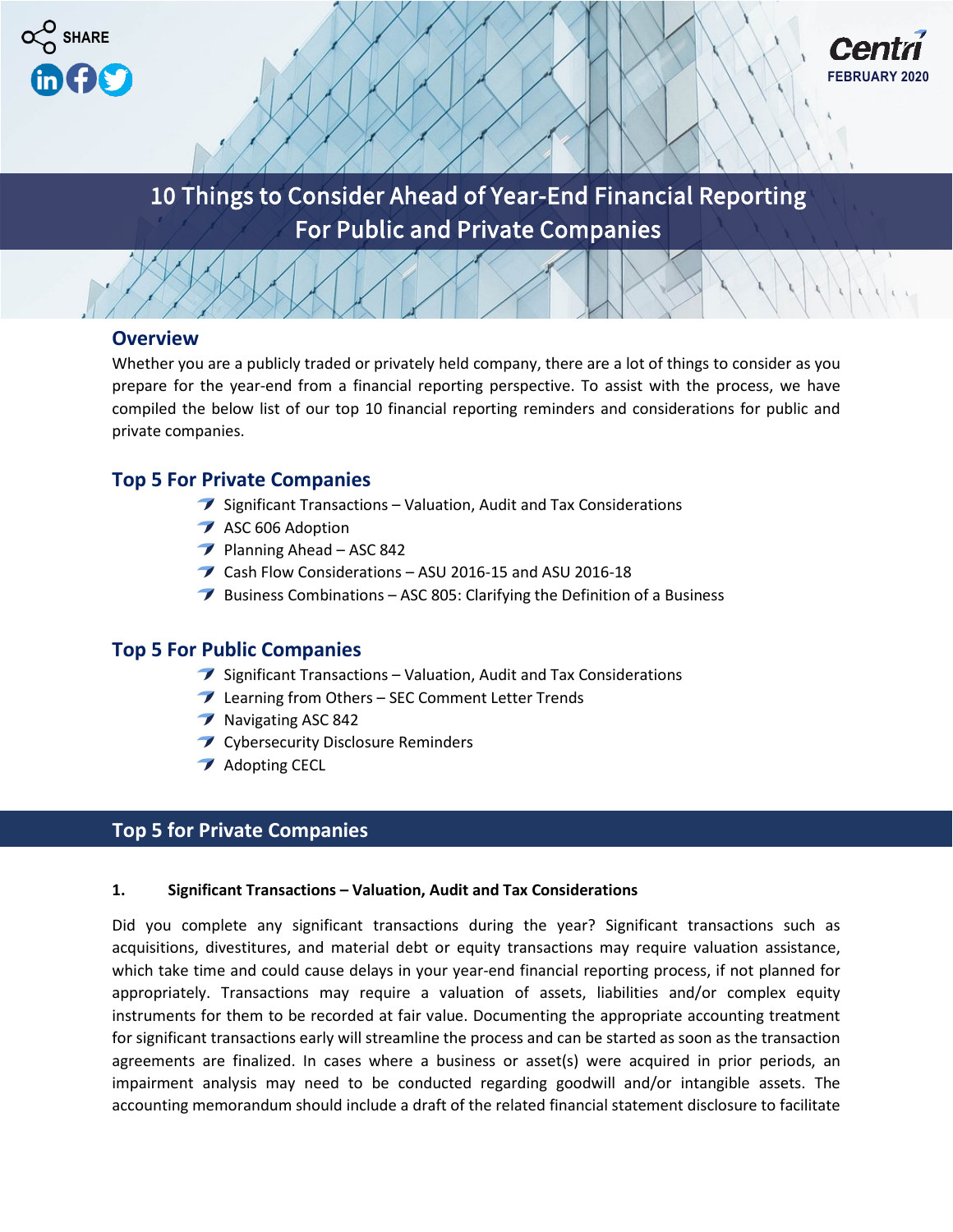SHARE

Centri
FEBRUARY 2020

# 10 Things to Consider Ahead of Year-End Financial Reporting For Public and Private Companies

## Overview

Whether you are a publicly traded or privately held company, there are a lot of things to consider as you prepare for the year-end from a financial reporting perspective. To assist with the process, we have compiled the below list of our top 10 financial reporting reminders and considerations for public and private companies.

## Top 5 For Private Companies

- Significant Transactions – Valuation, Audit and Tax Considerations
- ASC 606 Adoption
- Planning Ahead – ASC 842
- Cash Flow Considerations – ASU 2016-15 and ASU 2016-18
- Business Combinations – ASC 805: Clarifying the Definition of a Business

## Top 5 For Public Companies

- Significant Transactions – Valuation, Audit and Tax Considerations
- Learning from Others – SEC Comment Letter Trends
- Navigating ASC 842
- Cybersecurity Disclosure Reminders
- Adopting CECL

## Top 5 for Private Companies

### 1. Significant Transactions – Valuation, Audit and Tax Considerations

Did you complete any significant transactions during the year? Significant transactions such as acquisitions, divestitures, and material debt or equity transactions may require valuation assistance, which take time and could cause delays in your year-end financial reporting process, if not planned for appropriately. Transactions may require a valuation of assets, liabilities and/or complex equity instruments for them to be recorded at fair value. Documenting the appropriate accounting treatment for significant transactions early will streamline the process and can be started as soon as the transaction agreements are finalized. In cases where a business or asset(s) were acquired in prior periods, an impairment analysis may need to be conducted regarding goodwill and/or intangible assets. The accounting memorandum should include a draft of the related financial statement disclosure to facilitate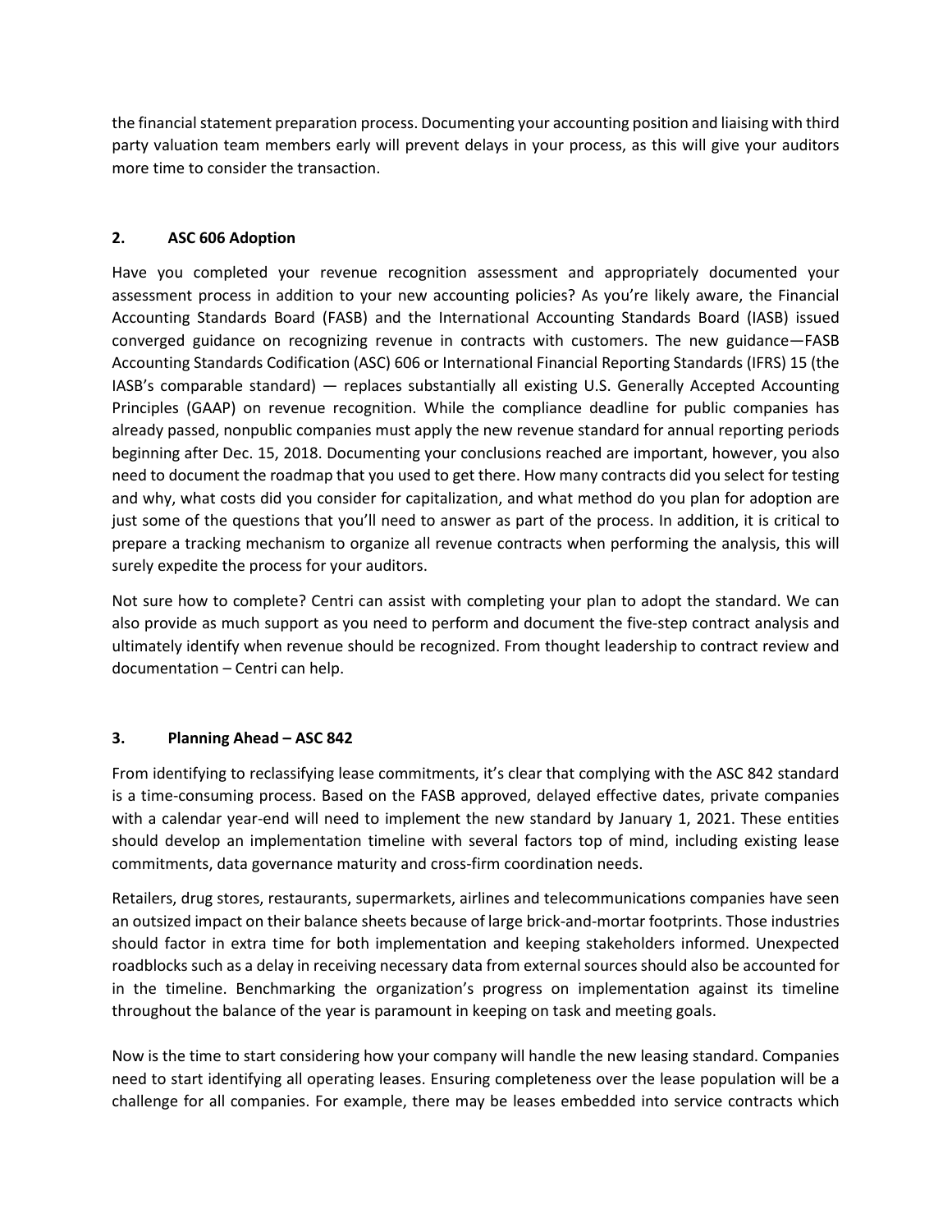the financial statement preparation process. Documenting your accounting position and liaising with third party valuation team members early will prevent delays in your process, as this will give your auditors more time to consider the transaction.

## 2. ASC 606 Adoption

Have you completed your revenue recognition assessment and appropriately documented your assessment process in addition to your new accounting policies? As you're likely aware, the Financial Accounting Standards Board (FASB) and the International Accounting Standards Board (IASB) issued converged guidance on recognizing revenue in contracts with customers. The new guidance—FASB Accounting Standards Codification (ASC) 606 or International Financial Reporting Standards (IFRS) 15 (the IASB's comparable standard) — replaces substantially all existing U.S. Generally Accepted Accounting Principles (GAAP) on revenue recognition. While the compliance deadline for public companies has already passed, nonpublic companies must apply the new revenue standard for annual reporting periods beginning after Dec. 15, 2018. Documenting your conclusions reached are important, however, you also need to document the roadmap that you used to get there. How many contracts did you select for testing and why, what costs did you consider for capitalization, and what method do you plan for adoption are just some of the questions that you'll need to answer as part of the process. In addition, it is critical to prepare a tracking mechanism to organize all revenue contracts when performing the analysis, this will surely expedite the process for your auditors.

Not sure how to complete? Centri can assist with completing your plan to adopt the standard. We can also provide as much support as you need to perform and document the five-step contract analysis and ultimately identify when revenue should be recognized. From thought leadership to contract review and documentation – Centri can help.

## 3. Planning Ahead – ASC 842

From identifying to reclassifying lease commitments, it's clear that complying with the ASC 842 standard is a time-consuming process. Based on the FASB approved, delayed effective dates, private companies with a calendar year-end will need to implement the new standard by January 1, 2021. These entities should develop an implementation timeline with several factors top of mind, including existing lease commitments, data governance maturity and cross-firm coordination needs.

Retailers, drug stores, restaurants, supermarkets, airlines and telecommunications companies have seen an outsized impact on their balance sheets because of large brick-and-mortar footprints. Those industries should factor in extra time for both implementation and keeping stakeholders informed. Unexpected roadblocks such as a delay in receiving necessary data from external sources should also be accounted for in the timeline. Benchmarking the organization's progress on implementation against its timeline throughout the balance of the year is paramount in keeping on task and meeting goals.

Now is the time to start considering how your company will handle the new leasing standard. Companies need to start identifying all operating leases. Ensuring completeness over the lease population will be a challenge for all companies. For example, there may be leases embedded into service contracts which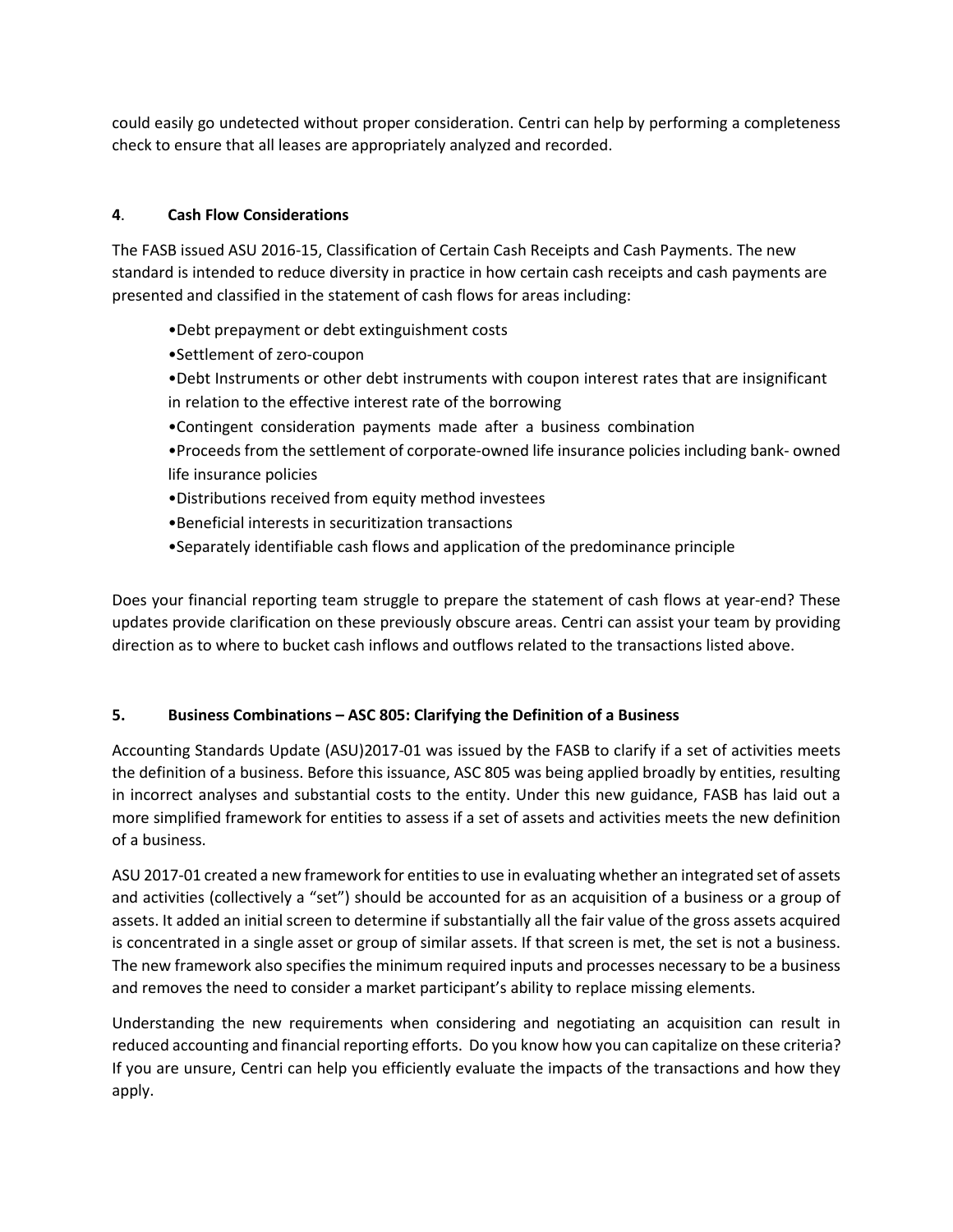could easily go undetected without proper consideration. Centri can help by performing a completeness check to ensure that all leases are appropriately analyzed and recorded.

### **4**. **Cash Flow Considerations**

The FASB issued ASU 2016-15, Classification of Certain Cash Receipts and Cash Payments. The new standard is intended to reduce diversity in practice in how certain cash receipts and cash payments are presented and classified in the statement of cash flows for areas including:

- Debt prepayment or debt extinguishment costs
- Settlement of zero-coupon
- Debt Instruments or other debt instruments with coupon interest rates that are insignificant in relation to the effective interest rate of the borrowing
- Contingent consideration payments made after a business combination
- Proceeds from the settlement of corporate-owned life insurance policies including bank- owned life insurance policies
- Distributions received from equity method investees
- Beneficial interests in securitization transactions
- Separately identifiable cash flows and application of the predominance principle

Does your financial reporting team struggle to prepare the statement of cash flows at year-end? These updates provide clarification on these previously obscure areas. Centri can assist your team by providing direction as to where to bucket cash inflows and outflows related to the transactions listed above.

### **5. Business Combinations – ASC 805: Clarifying the Definition of a Business**

Accounting Standards Update (ASU)2017-01 was issued by the FASB to clarify if a set of activities meets the definition of a business. Before this issuance, ASC 805 was being applied broadly by entities, resulting in incorrect analyses and substantial costs to the entity. Under this new guidance, FASB has laid out a more simplified framework for entities to assess if a set of assets and activities meets the new definition of a business.

ASU 2017-01 created a new framework for entities to use in evaluating whether an integrated set of assets and activities (collectively a "set") should be accounted for as an acquisition of a business or a group of assets. It added an initial screen to determine if substantially all the fair value of the gross assets acquired is concentrated in a single asset or group of similar assets. If that screen is met, the set is not a business. The new framework also specifies the minimum required inputs and processes necessary to be a business and removes the need to consider a market participant's ability to replace missing elements.

Understanding the new requirements when considering and negotiating an acquisition can result in reduced accounting and financial reporting efforts. Do you know how you can capitalize on these criteria? If you are unsure, Centri can help you efficiently evaluate the impacts of the transactions and how they apply.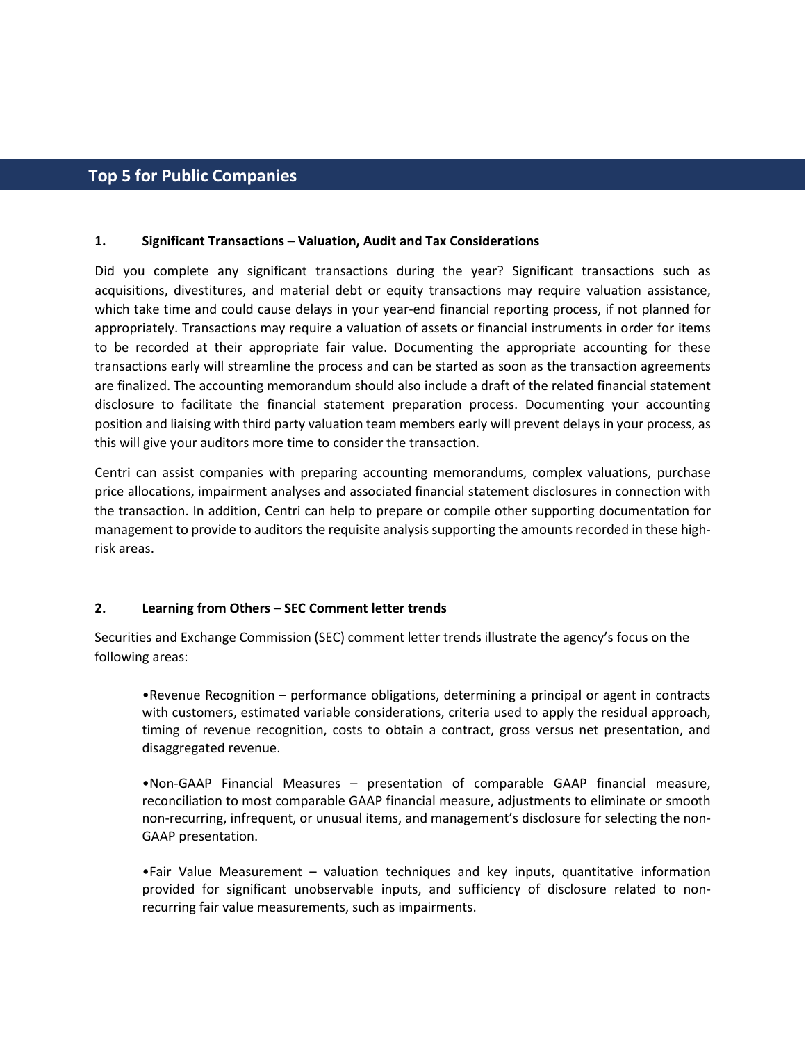## Top 5 for Public Companies

**1. Significant Transactions – Valuation, Audit and Tax Considerations**

Did you complete any significant transactions during the year? Significant transactions such as acquisitions, divestitures, and material debt or equity transactions may require valuation assistance, which take time and could cause delays in your year-end financial reporting process, if not planned for appropriately. Transactions may require a valuation of assets or financial instruments in order for items to be recorded at their appropriate fair value. Documenting the appropriate accounting for these transactions early will streamline the process and can be started as soon as the transaction agreements are finalized. The accounting memorandum should also include a draft of the related financial statement disclosure to facilitate the financial statement preparation process. Documenting your accounting position and liaising with third party valuation team members early will prevent delays in your process, as this will give your auditors more time to consider the transaction.

Centri can assist companies with preparing accounting memorandums, complex valuations, purchase price allocations, impairment analyses and associated financial statement disclosures in connection with the transaction. In addition, Centri can help to prepare or compile other supporting documentation for management to provide to auditors the requisite analysis supporting the amounts recorded in these high-risk areas.

**2. Learning from Others – SEC Comment letter trends**

Securities and Exchange Commission (SEC) comment letter trends illustrate the agency's focus on the following areas:

- Revenue Recognition – performance obligations, determining a principal or agent in contracts with customers, estimated variable considerations, criteria used to apply the residual approach, timing of revenue recognition, costs to obtain a contract, gross versus net presentation, and disaggregated revenue.

- Non-GAAP Financial Measures – presentation of comparable GAAP financial measure, reconciliation to most comparable GAAP financial measure, adjustments to eliminate or smooth non-recurring, infrequent, or unusual items, and management's disclosure for selecting the non-GAAP presentation.

- Fair Value Measurement – valuation techniques and key inputs, quantitative information provided for significant unobservable inputs, and sufficiency of disclosure related to non-recurring fair value measurements, such as impairments.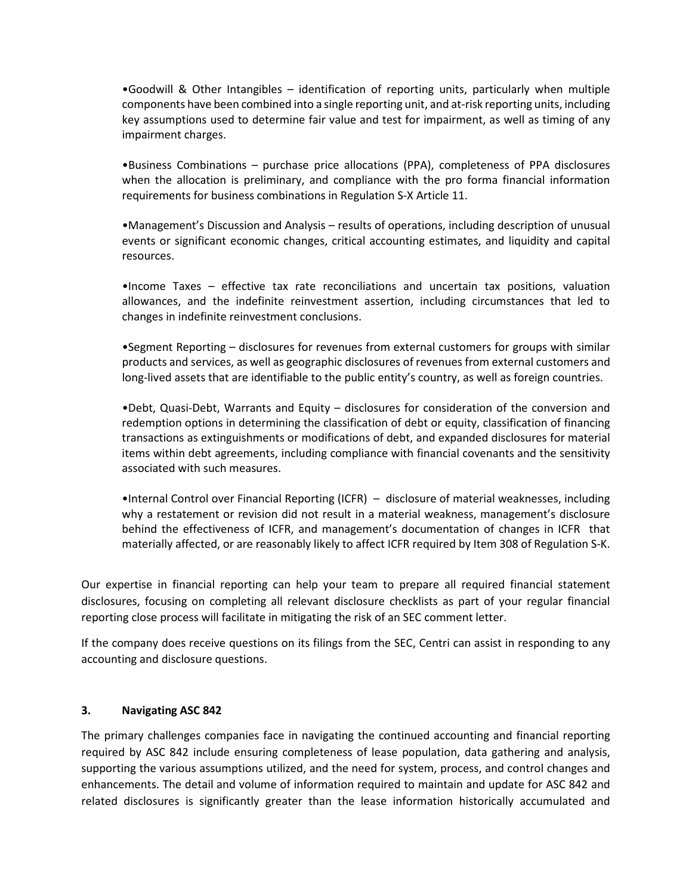- Goodwill & Other Intangibles – identification of reporting units, particularly when multiple components have been combined into a single reporting unit, and at-risk reporting units, including key assumptions used to determine fair value and test for impairment, as well as timing of any impairment charges.

- Business Combinations – purchase price allocations (PPA), completeness of PPA disclosures when the allocation is preliminary, and compliance with the pro forma financial information requirements for business combinations in Regulation S-X Article 11.

- Management's Discussion and Analysis – results of operations, including description of unusual events or significant economic changes, critical accounting estimates, and liquidity and capital resources.

- Income Taxes – effective tax rate reconciliations and uncertain tax positions, valuation allowances, and the indefinite reinvestment assertion, including circumstances that led to changes in indefinite reinvestment conclusions.

- Segment Reporting – disclosures for revenues from external customers for groups with similar products and services, as well as geographic disclosures of revenues from external customers and long-lived assets that are identifiable to the public entity's country, as well as foreign countries.

- Debt, Quasi-Debt, Warrants and Equity – disclosures for consideration of the conversion and redemption options in determining the classification of debt or equity, classification of financing transactions as extinguishments or modifications of debt, and expanded disclosures for material items within debt agreements, including compliance with financial covenants and the sensitivity associated with such measures.

- Internal Control over Financial Reporting (ICFR) – disclosure of material weaknesses, including why a restatement or revision did not result in a material weakness, management's disclosure behind the effectiveness of ICFR, and management's documentation of changes in ICFR that materially affected, or are reasonably likely to affect ICFR required by Item 308 of Regulation S-K.

Our expertise in financial reporting can help your team to prepare all required financial statement disclosures, focusing on completing all relevant disclosure checklists as part of your regular financial reporting close process will facilitate in mitigating the risk of an SEC comment letter.

If the company does receive questions on its filings from the SEC, Centri can assist in responding to any accounting and disclosure questions.

### 3. Navigating ASC 842

The primary challenges companies face in navigating the continued accounting and financial reporting required by ASC 842 include ensuring completeness of lease population, data gathering and analysis, supporting the various assumptions utilized, and the need for system, process, and control changes and enhancements. The detail and volume of information required to maintain and update for ASC 842 and related disclosures is significantly greater than the lease information historically accumulated and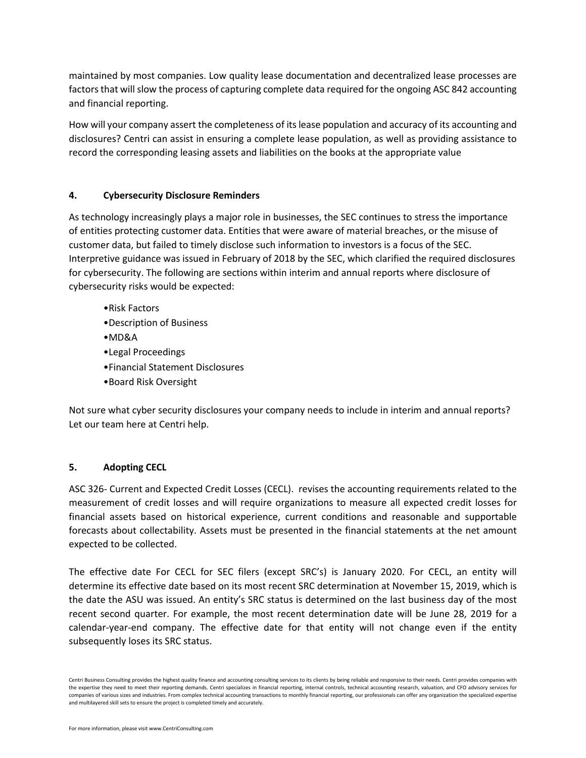maintained by most companies. Low quality lease documentation and decentralized lease processes are factors that will slow the process of capturing complete data required for the ongoing ASC 842 accounting and financial reporting.

How will your company assert the completeness of its lease population and accuracy of its accounting and disclosures? Centri can assist in ensuring a complete lease population, as well as providing assistance to record the corresponding leasing assets and liabilities on the books at the appropriate value

## 4. Cybersecurity Disclosure Reminders

As technology increasingly plays a major role in businesses, the SEC continues to stress the importance of entities protecting customer data. Entities that were aware of material breaches, or the misuse of customer data, but failed to timely disclose such information to investors is a focus of the SEC. Interpretive guidance was issued in February of 2018 by the SEC, which clarified the required disclosures for cybersecurity. The following are sections within interim and annual reports where disclosure of cybersecurity risks would be expected:

- Risk Factors
- Description of Business
- MD&A
- Legal Proceedings
- Financial Statement Disclosures
- Board Risk Oversight

Not sure what cyber security disclosures your company needs to include in interim and annual reports? Let our team here at Centri help.

## 5. Adopting CECL

ASC 326- Current and Expected Credit Losses (CECL). revises the accounting requirements related to the measurement of credit losses and will require organizations to measure all expected credit losses for financial assets based on historical experience, current conditions and reasonable and supportable forecasts about collectability. Assets must be presented in the financial statements at the net amount expected to be collected.

The effective date For CECL for SEC filers (except SRC's) is January 2020. For CECL, an entity will determine its effective date based on its most recent SRC determination at November 15, 2019, which is the date the ASU was issued. An entity's SRC status is determined on the last business day of the most recent second quarter. For example, the most recent determination date will be June 28, 2019 for a calendar-year-end company. The effective date for that entity will not change even if the entity subsequently loses its SRC status.

Centri Business Consulting provides the highest quality finance and accounting consulting services to its clients by being reliable and responsive to their needs. Centri provides companies with the expertise they need to meet their reporting demands. Centri specializes in financial reporting, internal controls, technical accounting research, valuation, and CFO advisory services for companies of various sizes and industries. From complex technical accounting transactions to monthly financial reporting, our professionals can offer any organization the specialized expertise and multilayered skill sets to ensure the project is completed timely and accurately.

For more information, please visit www.CentriConsulting.com